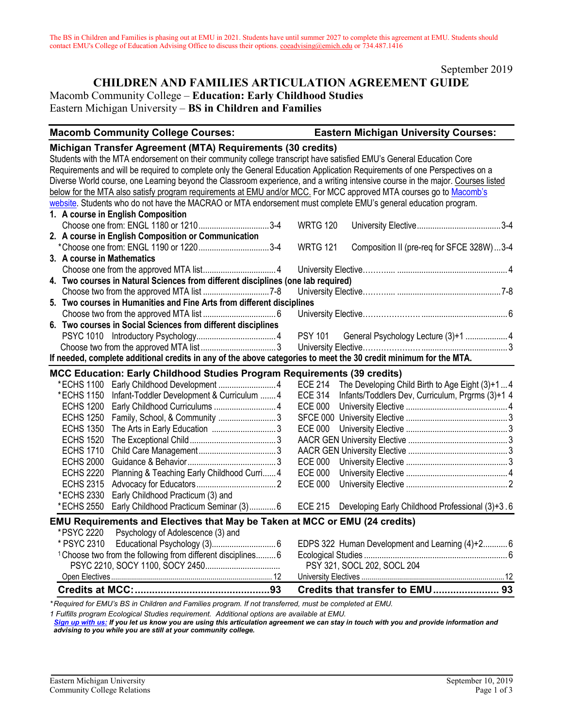The BS in Children and Families is phasing out at EMU in 2021. Students have until summer 2027 to complete this agreement at EMU. Students should contact EMU's College of Education Advising Office to discuss their options. coeadvising@emich.edu or 734.487.1416

September 2019

# CHILDREN AND FAMILIES ARTICULATION AGREEMENT GUIDE

Macomb Community College – **Education: Early Childhood Studies**
Eastern Michigan University – **BS in Children and Families**

| Macomb Community College Courses: | | Eastern Michigan University Courses: | |
|---|---|---|---|
| **Michigan Transfer Agreement (MTA) Requirements (30 credits)** | | | |

Students with the MTA endorsement on their community college transcript have satisfied EMU's General Education Core Requirements and will be required to complete only the General Education Application Requirements of one Perspectives on a Diverse World course, one Learning beyond the Classroom experience, and a writing intensive course in the major. Courses listed below for the MTA also satisfy program requirements at EMU and/or MCC. For MCC approved MTA courses go to Macomb's website. Students who do not have the MACRAO or MTA endorsement must complete EMU's general education program.

| Macomb Community College Courses | Credits | Eastern Michigan University Courses | Credits |
|---|---|---|---|
| **1. A course in English Composition** | | | |
| Choose one from: ENGL 1180 or 1210 | 3-4 | WRTG 120 University Elective | 3-4 |
| **2. A course in English Composition or Communication** | | | |
| *Choose one from: ENGL 1190 or 1220 | 3-4 | WRTG 121 Composition II (pre-req for SFCE 328W) | 3-4 |
| **3. A course in Mathematics** | | | |
| Choose one from the approved MTA list | 4 | University Elective | 4 |
| **4. Two courses in Natural Sciences from different disciplines (one lab required)** | | | |
| Choose two from the approved MTA list | 7-8 | University Elective | 7-8 |
| **5. Two courses in Humanities and Fine Arts from different disciplines** | | | |
| Choose two from the approved MTA list | 6 | University Elective | 6 |
| **6. Two courses in Social Sciences from different disciplines** | | | |
| PSYC 1010 Introductory Psychology | 4 | PSY 101 General Psychology Lecture (3)+1 | 4 |
| Choose two from the approved MTA list | 3 | University Elective | 3 |

**If needed, complete additional credits in any of the above categories to meet the 30 credit minimum for the MTA.**

| MCC Education: Early Childhood Studies Program Requirements (39 credits) | Credits | EMU Courses | Credits |
|---|---|---|---|
| *ECHS 1100 Early Childhood Development | 4 | ECE 214 The Developing Child Birth to Age Eight (3)+1 | 4 |
| *ECHS 1150 Infant-Toddler Development & Curriculum | 4 | ECE 314 Infants/Toddlers Dev, Curriculum, Prgrms (3)+1 | 4 |
| ECHS 1200 Early Childhood Curriculums | 4 | ECE 000 University Elective | 4 |
| ECHS 1250 Family, School, & Community | 3 | SFCE 000 University Elective | 3 |
| ECHS 1350 The Arts in Early Education | 3 | ECE 000 University Elective | 3 |
| ECHS 1520 The Exceptional Child | 3 | AACR GEN University Elective | 3 |
| ECHS 1710 Child Care Management | 3 | AACR GEN University Elective | 3 |
| ECHS 2000 Guidance & Behavior | 3 | ECE 000 University Elective | 3 |
| ECHS 2220 Planning & Teaching Early Childhood Curri | 4 | ECE 000 University Elective | 4 |
| ECHS 2315 Advocacy for Educators | 2 | ECE 000 University Elective | 2 |
| *ECHS 2330 Early Childhood Practicum (3) and *ECHS 2550 Early Childhood Practicum Seminar (3) | 6 | ECE 215 Developing Early Childhood Professional (3)+3 | 6 |

| EMU Requirements and Electives that May be Taken at MCC or EMU (24 credits) | Credits | EMU Courses | Credits |
|---|---|---|---|
| *PSYC 2220 Psychology of Adolescence (3) and * PSYC 2310 Educational Psychology (3) | 6 | EDPS 322 Human Development and Learning (4)+2 | 6 |
| [1]Choose two from the following from different disciplines: PSYC 2210, SOCY 1100, SOCY 2450 | 6 | Ecological Studies: PSY 321, SOCL 202, SOCL 204 | 6 |
| Open Electives | 12 | University Electives | 12 |
| **Credits at MCC:** | **93** | **Credits that transfer to EMU** | **93** |

*\*Required for EMU's BS in Children and Families program. If not transferred, must be completed at EMU.*

*1 Fulfills program Ecological Studies requirement. Additional options are available at EMU.*

***Sign up with us:** If you let us know you are using this articulation agreement we can stay in touch with you and provide information and advising to you while you are still at your community college.*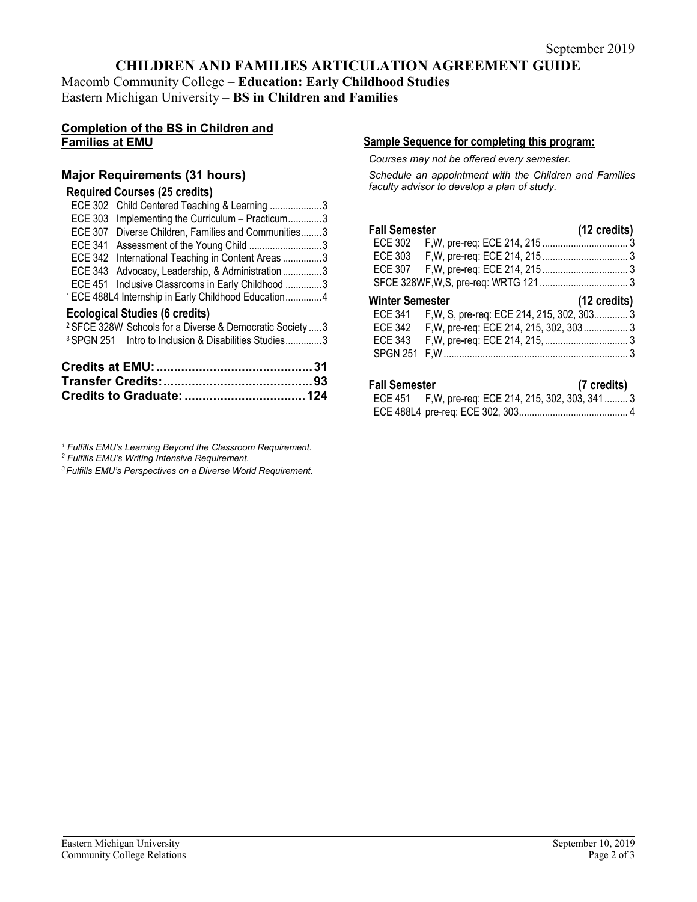September 2019

# CHILDREN AND FAMILIES ARTICULATION AGREEMENT GUIDE

Macomb Community College – **Education: Early Childhood Studies**
Eastern Michigan University – **BS in Children and Families**

## Completion of the BS in Children and Families at EMU

### Major Requirements (31 hours)

#### Required Courses (25 credits)

| Course | Title | Credits |
|---|---|---|
| ECE 302 | Child Centered Teaching & Learning | 3 |
| ECE 303 | Implementing the Curriculum – Practicum | 3 |
| ECE 307 | Diverse Children, Families and Communities | 3 |
| ECE 341 | Assessment of the Young Child | 3 |
| ECE 342 | International Teaching in Content Areas | 3 |
| ECE 343 | Advocacy, Leadership, & Administration | 3 |
| ECE 451 | Inclusive Classrooms in Early Childhood | 3 |
| [1] ECE 488L4 | Internship in Early Childhood Education | 4 |

#### Ecological Studies (6 credits)

| Course | Title | Credits |
|---|---|---|
| [2] SFCE 328W | Schools for a Diverse & Democratic Society | 3 |
| [3] SPGN 251 | Intro to Inclusion & Disabilities Studies | 3 |

**Credits at EMU: 31**
**Transfer Credits: 93**
**Credits to Graduate: 124**

*[1] Fulfills EMU's Learning Beyond the Classroom Requirement.*
*[2] Fulfills EMU's Writing Intensive Requirement.*
*[3] Fulfills EMU's Perspectives on a Diverse World Requirement.*

## Sample Sequence for completing this program:

*Courses may not be offered every semester.*

*Schedule an appointment with the Children and Families faculty advisor to develop a plan of study.*

**Fall Semester (12 credits)**

| Course | Offered / Prerequisites | Credits |
|---|---|---|
| ECE 302 | F,W, pre-req: ECE 214, 215 | 3 |
| ECE 303 | F,W, pre-req: ECE 214, 215 | 3 |
| ECE 307 | F,W, pre-req: ECE 214, 215 | 3 |
| SFCE 328W | F,W,S, pre-req: WRTG 121 | 3 |

**Winter Semester (12 credits)**

| Course | Offered / Prerequisites | Credits |
|---|---|---|
| ECE 341 | F,W, S, pre-req: ECE 214, 215, 302, 303 | 3 |
| ECE 342 | F,W, pre-req: ECE 214, 215, 302, 303 | 3 |
| ECE 343 | F,W, pre-req: ECE 214, 215, | 3 |
| SPGN 251 | F,W | 3 |

**Fall Semester (7 credits)**

| Course | Offered / Prerequisites | Credits |
|---|---|---|
| ECE 451 | F,W, pre-req: ECE 214, 215, 302, 303, 341 | 3 |
| ECE 488L4 | pre-req: ECE 302, 303 | 4 |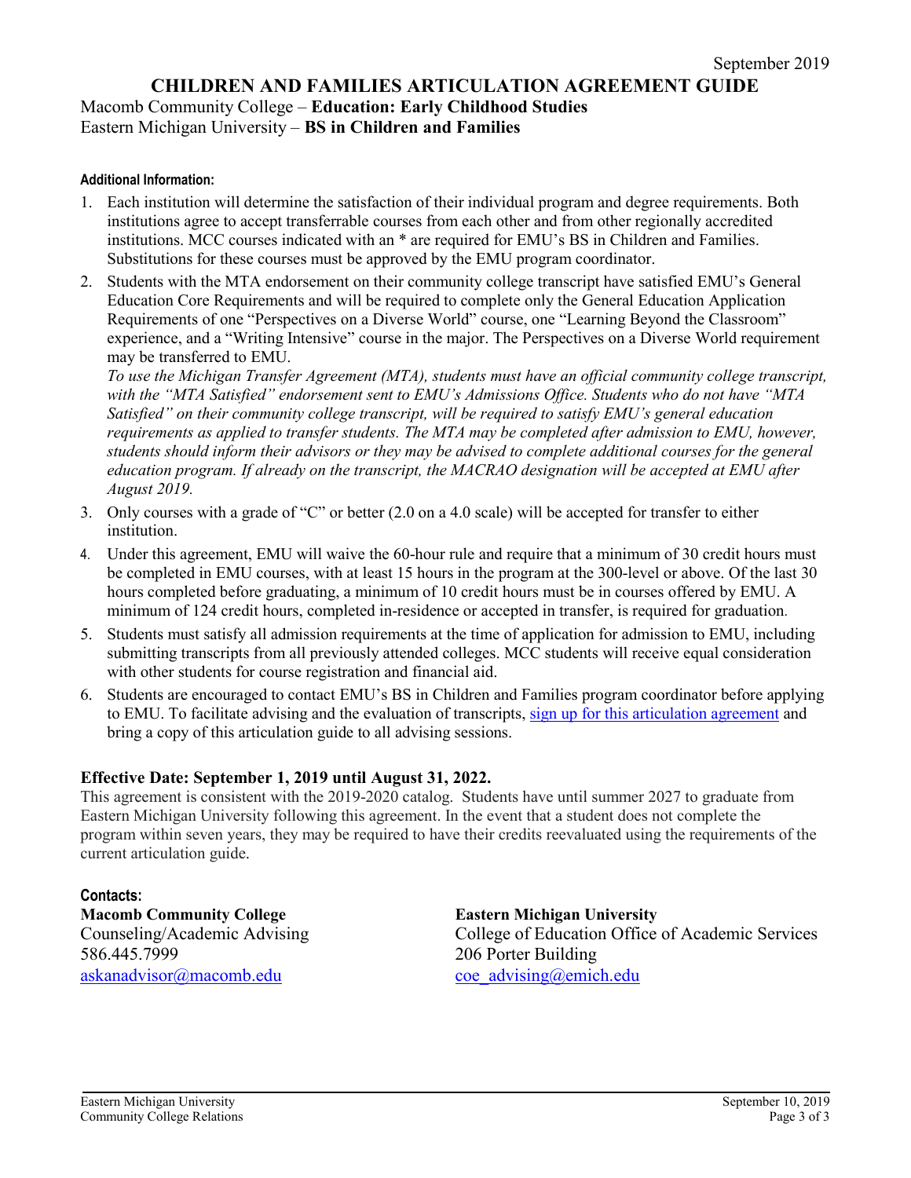September 2019

# CHILDREN AND FAMILIES ARTICULATION AGREEMENT GUIDE

Macomb Community College – **Education: Early Childhood Studies**
Eastern Michigan University – **BS in Children and Families**

**Additional Information:**

1. Each institution will determine the satisfaction of their individual program and degree requirements. Both institutions agree to accept transferrable courses from each other and from other regionally accredited institutions. MCC courses indicated with an * are required for EMU's BS in Children and Families. Substitutions for these courses must be approved by the EMU program coordinator.
2. Students with the MTA endorsement on their community college transcript have satisfied EMU's General Education Core Requirements and will be required to complete only the General Education Application Requirements of one "Perspectives on a Diverse World" course, one "Learning Beyond the Classroom" experience, and a "Writing Intensive" course in the major. The Perspectives on a Diverse World requirement may be transferred to EMU.
   *To use the Michigan Transfer Agreement (MTA), students must have an official community college transcript, with the "MTA Satisfied" endorsement sent to EMU's Admissions Office. Students who do not have "MTA Satisfied" on their community college transcript, will be required to satisfy EMU's general education requirements as applied to transfer students. The MTA may be completed after admission to EMU, however, students should inform their advisors or they may be advised to complete additional courses for the general education program. If already on the transcript, the MACRAO designation will be accepted at EMU after August 2019.*
3. Only courses with a grade of "C" or better (2.0 on a 4.0 scale) will be accepted for transfer to either institution.
4. Under this agreement, EMU will waive the 60-hour rule and require that a minimum of 30 credit hours must be completed in EMU courses, with at least 15 hours in the program at the 300-level or above. Of the last 30 hours completed before graduating, a minimum of 10 credit hours must be in courses offered by EMU. A minimum of 124 credit hours, completed in-residence or accepted in transfer, is required for graduation.
5. Students must satisfy all admission requirements at the time of application for admission to EMU, including submitting transcripts from all previously attended colleges. MCC students will receive equal consideration with other students for course registration and financial aid.
6. Students are encouraged to contact EMU's BS in Children and Families program coordinator before applying to EMU. To facilitate advising and the evaluation of transcripts, sign up for this articulation agreement and bring a copy of this articulation guide to all advising sessions.

**Effective Date: September 1, 2019 until August 31, 2022.**

This agreement is consistent with the 2019-2020 catalog. Students have until summer 2027 to graduate from Eastern Michigan University following this agreement. In the event that a student does not complete the program within seven years, they may be required to have their credits reevaluated using the requirements of the current articulation guide.

**Contacts:**

**Macomb Community College**
Counseling/Academic Advising
586.445.7999
askanadvisor@macomb.edu

**Eastern Michigan University**
College of Education Office of Academic Services
206 Porter Building
coe_advising@emich.edu